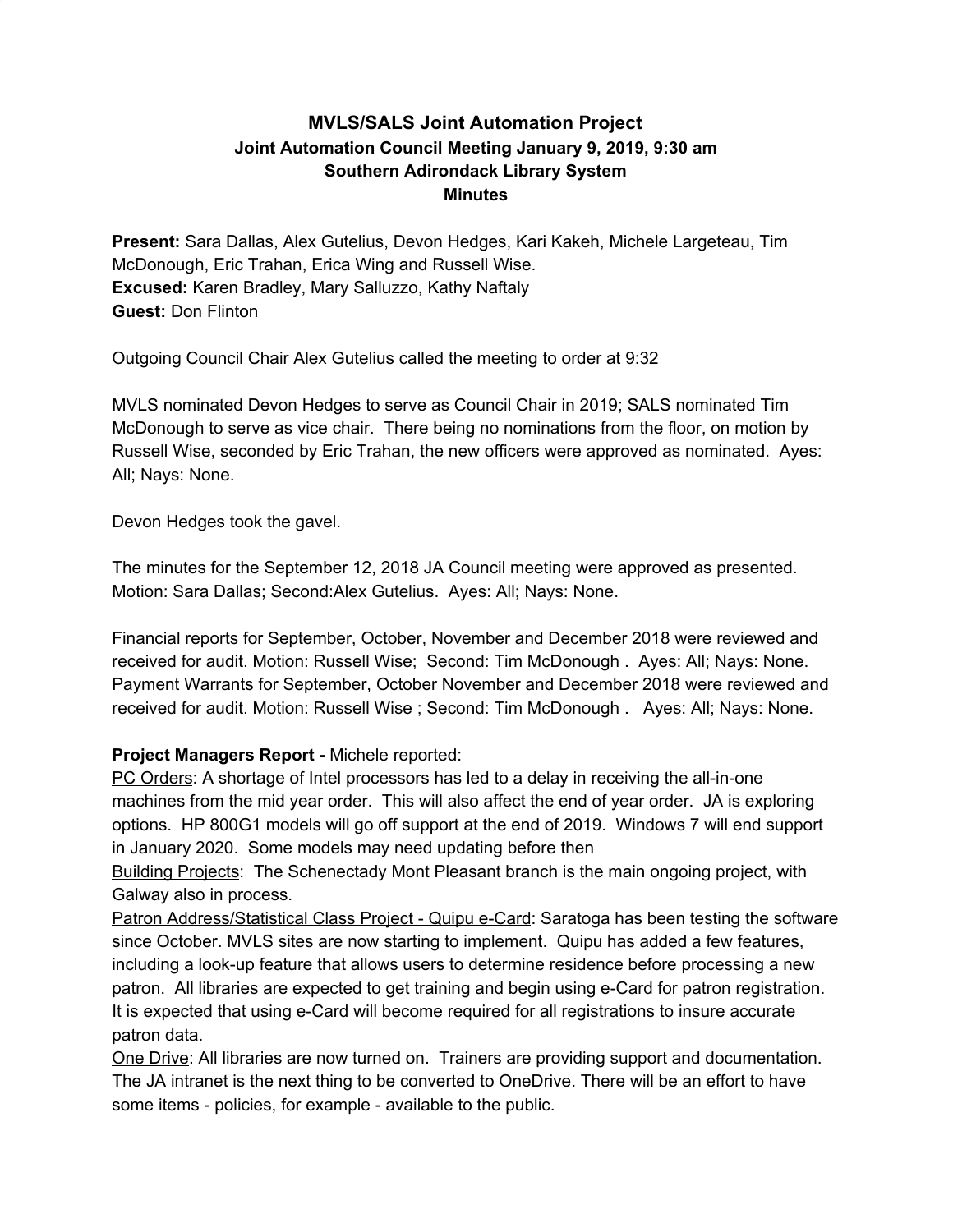# MVLS/SALS Joint Automation Project
## Joint Automation Council Meeting January 9, 2019, 9:30 am
## Southern Adirondack Library System
## Minutes

**Present:** Sara Dallas, Alex Gutelius, Devon Hedges, Kari Kakeh, Michele Largeteau, Tim McDonough, Eric Trahan, Erica Wing and Russell Wise.
**Excused:** Karen Bradley, Mary Salluzzo, Kathy Naftaly
**Guest:** Don Flinton

Outgoing Council Chair Alex Gutelius called the meeting to order at 9:32

MVLS nominated Devon Hedges to serve as Council Chair in 2019; SALS nominated Tim McDonough to serve as vice chair. There being no nominations from the floor, on motion by Russell Wise, seconded by Eric Trahan, the new officers were approved as nominated. Ayes: All; Nays: None.

Devon Hedges took the gavel.

The minutes for the September 12, 2018 JA Council meeting were approved as presented. Motion: Sara Dallas; Second:Alex Gutelius. Ayes: All; Nays: None.

Financial reports for September, October, November and December 2018 were reviewed and received for audit. Motion: Russell Wise; Second: Tim McDonough . Ayes: All; Nays: None.
Payment Warrants for September, October November and December 2018 were reviewed and received for audit. Motion: Russell Wise ; Second: Tim McDonough . Ayes: All; Nays: None.

**Project Managers Report -** Michele reported:

PC Orders: A shortage of Intel processors has led to a delay in receiving the all-in-one machines from the mid year order. This will also affect the end of year order. JA is exploring options. HP 800G1 models will go off support at the end of 2019. Windows 7 will end support in January 2020. Some models may need updating before then

Building Projects: The Schenectady Mont Pleasant branch is the main ongoing project, with Galway also in process.

Patron Address/Statistical Class Project - Quipu e-Card: Saratoga has been testing the software since October. MVLS sites are now starting to implement. Quipu has added a few features, including a look-up feature that allows users to determine residence before processing a new patron. All libraries are expected to get training and begin using e-Card for patron registration. It is expected that using e-Card will become required for all registrations to insure accurate patron data.

One Drive: All libraries are now turned on. Trainers are providing support and documentation. The JA intranet is the next thing to be converted to OneDrive. There will be an effort to have some items - policies, for example - available to the public.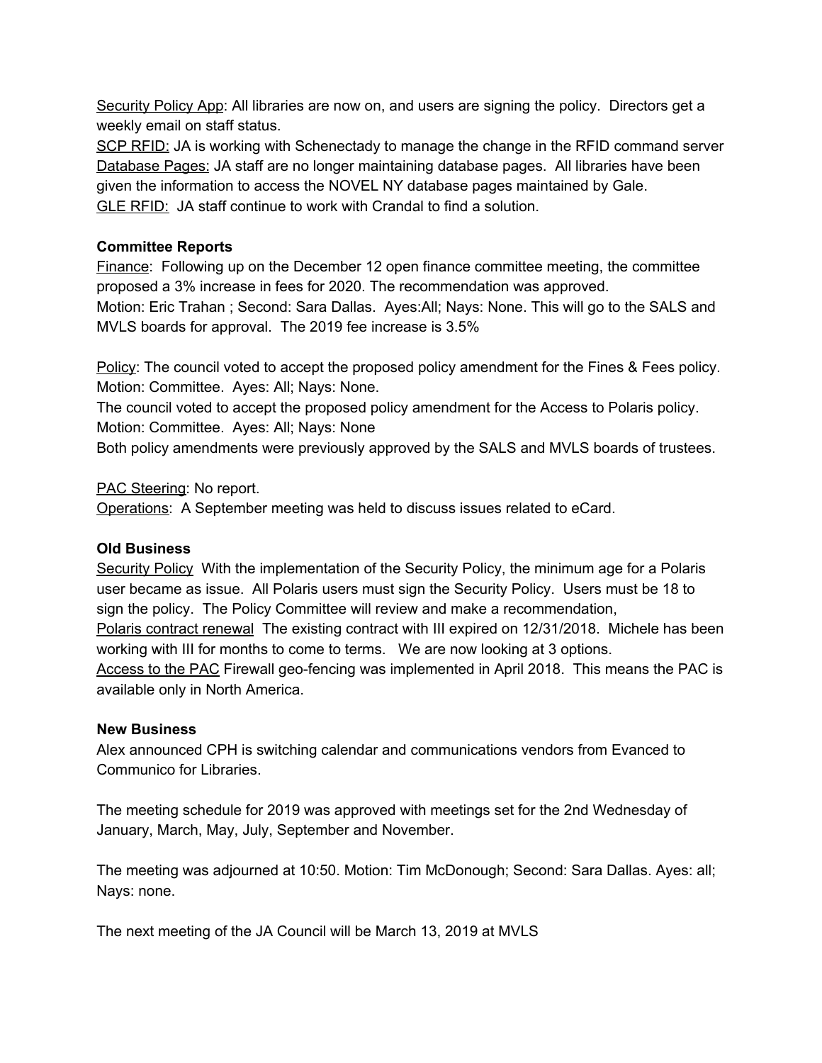Security Policy App: All libraries are now on, and users are signing the policy. Directors get a weekly email on staff status.
SCP RFID: JA is working with Schenectady to manage the change in the RFID command server
Database Pages: JA staff are no longer maintaining database pages. All libraries have been given the information to access the NOVEL NY database pages maintained by Gale.
GLE RFID: JA staff continue to work with Crandal to find a solution.

**Committee Reports**

Finance: Following up on the December 12 open finance committee meeting, the committee proposed a 3% increase in fees for 2020. The recommendation was approved.
Motion: Eric Trahan ; Second: Sara Dallas. Ayes:All; Nays: None. This will go to the SALS and MVLS boards for approval. The 2019 fee increase is 3.5%

Policy: The council voted to accept the proposed policy amendment for the Fines & Fees policy.
Motion: Committee. Ayes: All; Nays: None.
The council voted to accept the proposed policy amendment for the Access to Polaris policy.
Motion: Committee. Ayes: All; Nays: None
Both policy amendments were previously approved by the SALS and MVLS boards of trustees.

PAC Steering: No report.
Operations: A September meeting was held to discuss issues related to eCard.

**Old Business**

Security Policy With the implementation of the Security Policy, the minimum age for a Polaris user became as issue. All Polaris users must sign the Security Policy. Users must be 18 to sign the policy. The Policy Committee will review and make a recommendation,
Polaris contract renewal The existing contract with III expired on 12/31/2018. Michele has been working with III for months to come to terms. We are now looking at 3 options.
Access to the PAC Firewall geo-fencing was implemented in April 2018. This means the PAC is available only in North America.

**New Business**

Alex announced CPH is switching calendar and communications vendors from Evanced to Communico for Libraries.

The meeting schedule for 2019 was approved with meetings set for the 2nd Wednesday of January, March, May, July, September and November.

The meeting was adjourned at 10:50. Motion: Tim McDonough; Second: Sara Dallas. Ayes: all; Nays: none.

The next meeting of the JA Council will be March 13, 2019 at MVLS